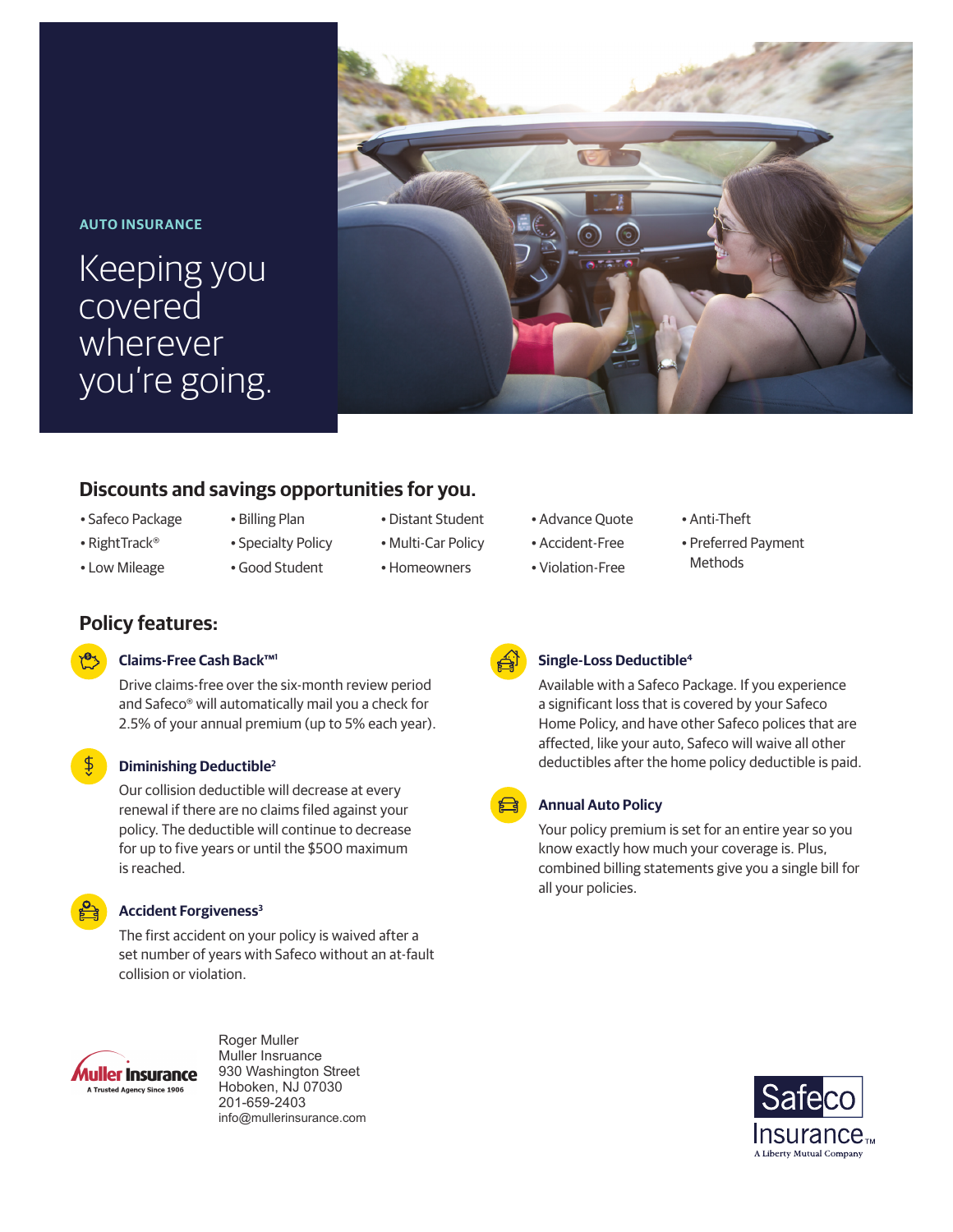AUTO INSURANCE

# Keeping you covered wherever you're going.

## Discounts and savings opportunities for you.

- Safeco Package
- RightTrack®
- Low Mileage
- Billing Plan
- Specialty Policy
- Good Student
- Distant Student
- Multi-Car Policy
- Homeowners
- Advance Quote
- Accident-Free
- Violation-Free
- Anti-Theft
- Preferred Payment Methods

## Policy features:

### Claims-Free Cash Back™[1]

Drive claims-free over the six-month review period and Safeco® will automatically mail you a check for 2.5% of your annual premium (up to 5% each year).

### Diminishing Deductible[2]

Our collision deductible will decrease at every renewal if there are no claims filed against your policy. The deductible will continue to decrease for up to five years or until the $500 maximum is reached.

### Accident Forgiveness[3]

The first accident on your policy is waived after a set number of years with Safeco without an at-fault collision or violation.

### Single-Loss Deductible[4]

Available with a Safeco Package. If you experience a significant loss that is covered by your Safeco Home Policy, and have other Safeco polices that are affected, like your auto, Safeco will waive all other deductibles after the home policy deductible is paid.

### Annual Auto Policy

Your policy premium is set for an entire year so you know exactly how much your coverage is. Plus, combined billing statements give you a single bill for all your policies.

Muller Insurance
A Trusted Agency Since 1906

Roger Muller
Muller Insruance
930 Washington Street
Hoboken, NJ 07030
201-659-2403
info@mullerinsurance.com

Safeco Insurance™
A Liberty Mutual Company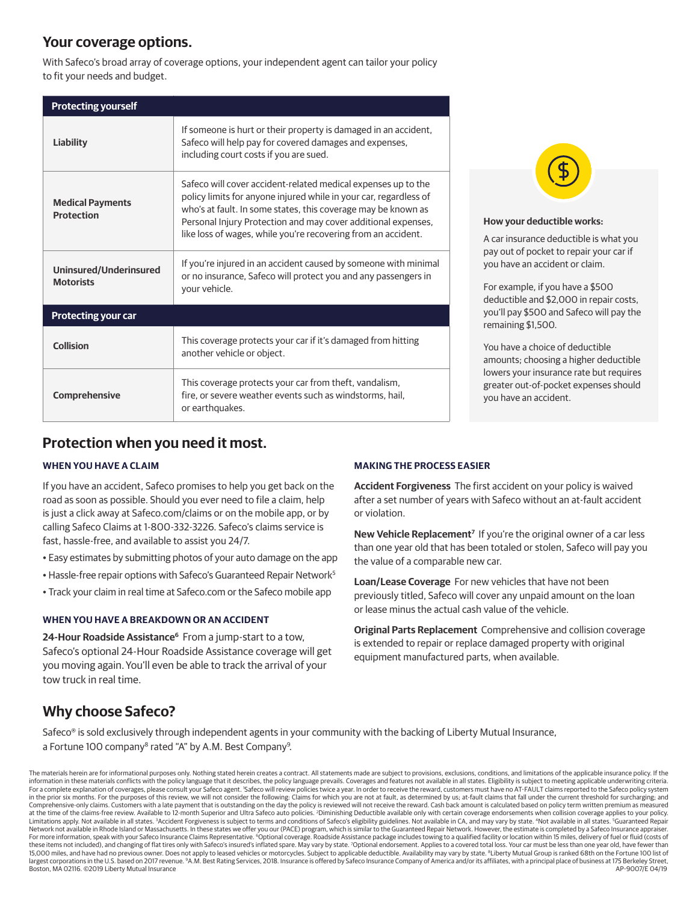## Your coverage options.

With Safeco's broad array of coverage options, your independent agent can tailor your policy to fit your needs and budget.

| Protecting yourself | |
|---|---|
| **Liability** | If someone is hurt or their property is damaged in an accident, Safeco will help pay for covered damages and expenses, including court costs if you are sued. |
| **Medical Payments Protection** | Safeco will cover accident-related medical expenses up to the policy limits for anyone injured while in your car, regardless of who's at fault. In some states, this coverage may be known as Personal Injury Protection and may cover additional expenses, like loss of wages, while you're recovering from an accident. |
| **Uninsured/Underinsured Motorists** | If you're injured in an accident caused by someone with minimal or no insurance, Safeco will protect you and any passengers in your vehicle. |
| **Protecting your car** | |
| **Collision** | This coverage protects your car if it's damaged from hitting another vehicle or object. |
| **Comprehensive** | This coverage protects your car from theft, vandalism, fire, or severe weather events such as windstorms, hail, or earthquakes. |

**How your deductible works:**

A car insurance deductible is what you pay out of pocket to repair your car if you have an accident or claim.

For example, if you have a $500 deductible and $2,000 in repair costs, you'll pay $500 and Safeco will pay the remaining $1,500.

You have a choice of deductible amounts; choosing a higher deductible lowers your insurance rate but requires greater out-of-pocket expenses should you have an accident.

## Protection when you need it most.

### WHEN YOU HAVE A CLAIM

If you have an accident, Safeco promises to help you get back on the road as soon as possible. Should you ever need to file a claim, help is just a click away at Safeco.com/claims or on the mobile app, or by calling Safeco Claims at 1-800-332-3226. Safeco's claims service is fast, hassle-free, and available to assist you 24/7.

- Easy estimates by submitting photos of your auto damage on the app
- Hassle-free repair options with Safeco's Guaranteed Repair Network[5]
- Track your claim in real time at Safeco.com or the Safeco mobile app

### WHEN YOU HAVE A BREAKDOWN OR AN ACCIDENT

**24-Hour Roadside Assistance[6]** From a jump-start to a tow, Safeco's optional 24-Hour Roadside Assistance coverage will get you moving again. You'll even be able to track the arrival of your tow truck in real time.

### MAKING THE PROCESS EASIER

**Accident Forgiveness** The first accident on your policy is waived after a set number of years with Safeco without an at-fault accident or violation.

**New Vehicle Replacement[7]** If you're the original owner of a car less than one year old that has been totaled or stolen, Safeco will pay you the value of a comparable new car.

**Loan/Lease Coverage** For new vehicles that have not been previously titled, Safeco will cover any unpaid amount on the loan or lease minus the actual cash value of the vehicle.

**Original Parts Replacement** Comprehensive and collision coverage is extended to repair or replace damaged property with original equipment manufactured parts, when available.

## Why choose Safeco?

Safeco® is sold exclusively through independent agents in your community with the backing of Liberty Mutual Insurance, a Fortune 100 company[8] rated "A" by A.M. Best Company[9].

The materials herein are for informational purposes only. Nothing stated herein creates a contract. All statements made are subject to provisions, exclusions, conditions, and limitations of the applicable insurance policy. If the information in these materials conflicts with the policy language that it describes, the policy language prevails. Coverages and features not available in all states. Eligibility is subject to meeting applicable underwriting criteria. For a complete explanation of coverages, please consult your Safeco agent. [1]Safeco will review policies twice a year. In order to receive the reward, customers must have no AT-FAULT claims reported to the Safeco policy system in the prior six months. For the purposes of this review, we will not consider the following: Claims for which you are not at fault, as determined by us; at-fault claims that fall under the current threshold for surcharging; and Comprehensive-only claims. Customers with a late payment that is outstanding on the day the policy is reviewed will not receive the reward. Cash back amount is calculated based on policy term written premium as measured at the time of the claims-free review. Available to 12-month Superior and Ultra Safeco auto policies. [2]Diminishing Deductible available only with certain coverage endorsements when collision coverage applies to your policy. Limitations apply. Not available in all states. [3]Accident Forgiveness is subject to terms and conditions of Safeco's eligibility guidelines. Not available in CA, and may vary by state. [4]Not available in all states. [5]Guaranteed Repair Network not available in Rhode Island or Massachusetts. In these states we offer you our (PACE) program, which is similar to the Guaranteed Repair Network. However, the estimate is completed by a Safeco Insurance appraiser. For more information, speak with your Safeco Insurance Claims Representative. [6]Optional coverage. Roadside Assistance package includes towing to a qualified facility or location within 15 miles, delivery of fuel or fluid (costs of these items not included), and changing of flat tires only with Safeco's insured's inflated spare. May vary by state. [7]Optional endorsement. Applies to a covered total loss. Your car must be less than one year old, have fewer than 15,000 miles, and have had no previous owner. Does not apply to leased vehicles or motorcycles. Subject to applicable deductible. Availability may vary by state. [8]Liberty Mutual Group is ranked 68th on the Fortune 100 list of largest corporations in the U.S. based on 2017 revenue. [9]A.M. Best Rating Services, 2018. Insurance is offered by Safeco Insurance Company of America and/or its affiliates, with a principal place of business at 175 Berkeley Street, Boston, MA 02116. ©2019 Liberty Mutual Insurance AP-9007/E 04/19